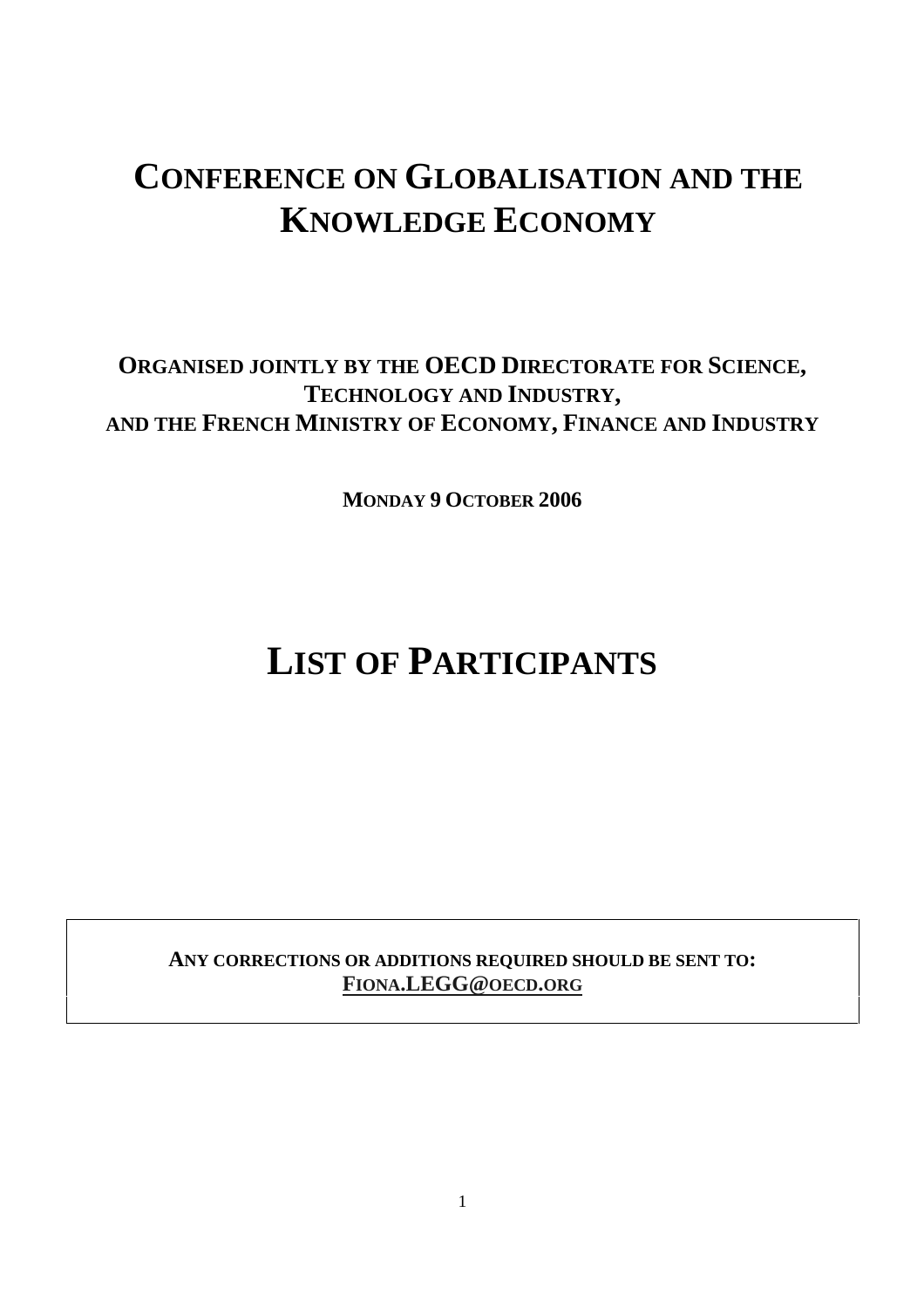# CONFERENCE ON GLOBALISATION AND THE KNOWLEDGE ECONOMY

## ORGANISED JOINTLY BY THE OECD DIRECTORATE FOR SCIENCE, TECHNOLOGY AND INDUSTRY, AND THE FRENCH MINISTRY OF ECONOMY, FINANCE AND INDUSTRY

**MONDAY 9 OCTOBER 2006**

# LIST OF PARTICIPANTS

**ANY CORRECTIONS OR ADDITIONS REQUIRED SHOULD BE SENT TO:**
**FIONA.LEGG@OECD.ORG**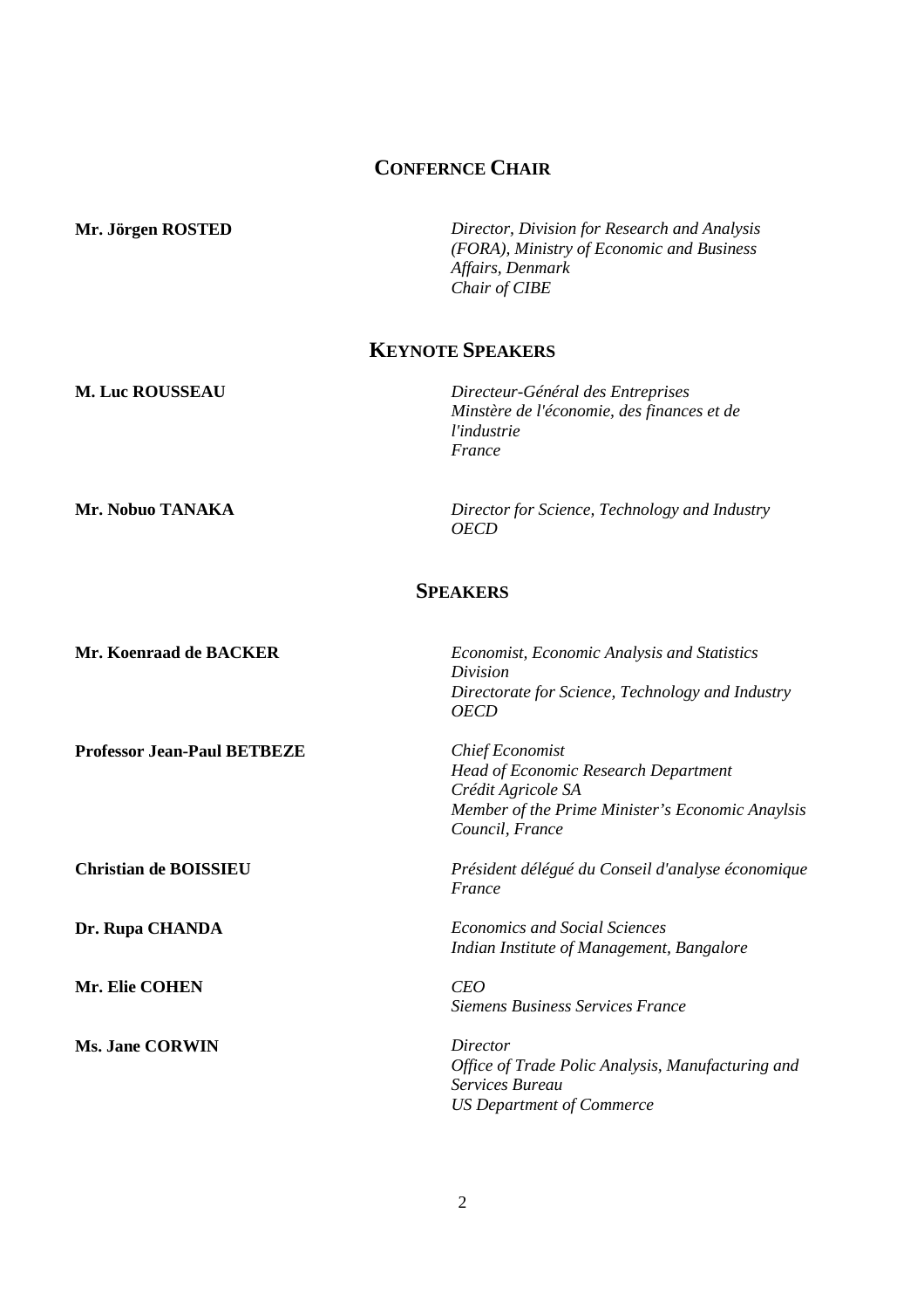## CONFERNCE CHAIR

**Mr. Jörgen ROSTED**
*Director, Division for Research and Analysis (FORA), Ministry of Economic and Business Affairs, Denmark*
*Chair of CIBE*

## KEYNOTE SPEAKERS

**M. Luc ROUSSEAU**
*Directeur-Général des Entreprises*
*Minstère de l'économie, des finances et de l'industrie*
*France*

**Mr. Nobuo TANAKA**
*Director for Science, Technology and Industry*
*OECD*

## SPEAKERS

**Mr. Koenraad de BACKER**
*Economist, Economic Analysis and Statistics Division*
*Directorate for Science, Technology and Industry*
*OECD*

**Professor Jean-Paul BETBEZE**
*Chief Economist*
*Head of Economic Research Department*
*Crédit Agricole SA*
*Member of the Prime Minister's Economic Anaylsis Council, France*

**Christian de BOISSIEU**
*Président délégué du Conseil d'analyse économique*
*France*

**Dr. Rupa CHANDA**
*Economics and Social Sciences*
*Indian Institute of Management, Bangalore*

**Mr. Elie COHEN**
*CEO*
*Siemens Business Services France*

**Ms. Jane CORWIN**
*Director*
*Office of Trade Polic Analysis, Manufacturing and Services Bureau*
*US Department of Commerce*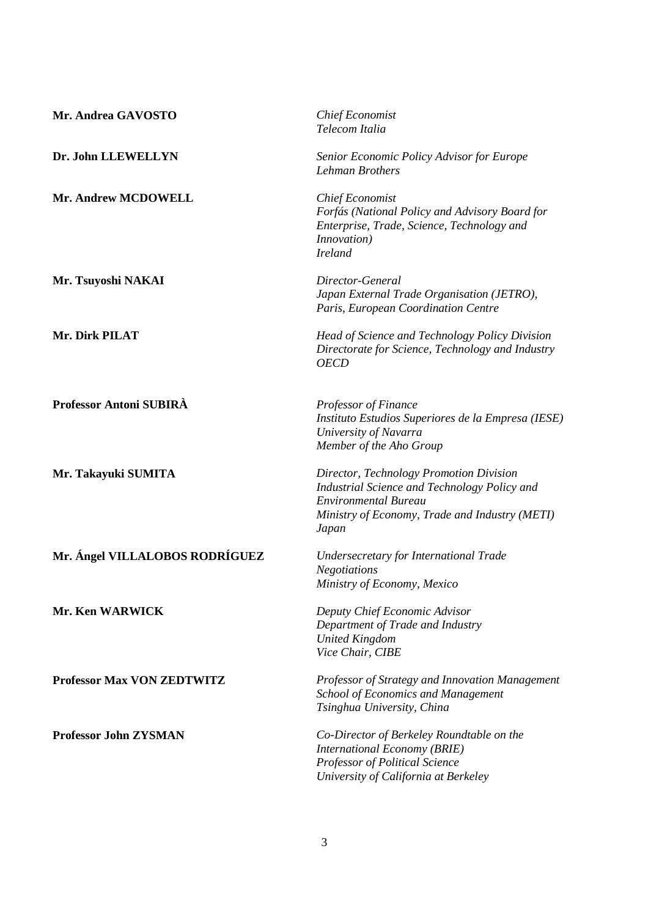**Mr. Andrea GAVOSTO** — *Chief Economist*
*Telecom Italia*

**Dr. John LLEWELLYN** — *Senior Economic Policy Advisor for Europe*
*Lehman Brothers*

**Mr. Andrew MCDOWELL** — *Chief Economist*
*Forfás (National Policy and Advisory Board for Enterprise, Trade, Science, Technology and Innovation)*
*Ireland*

**Mr. Tsuyoshi NAKAI** — *Director-General*
*Japan External Trade Organisation (JETRO), Paris, European Coordination Centre*

**Mr. Dirk PILAT** — *Head of Science and Technology Policy Division*
*Directorate for Science, Technology and Industry*
*OECD*

**Professor Antoni SUBIRÀ** — *Professor of Finance*
*Instituto Estudios Superiores de la Empresa (IESE)*
*University of Navarra*
*Member of the Aho Group*

**Mr. Takayuki SUMITA** — *Director, Technology Promotion Division*
*Industrial Science and Technology Policy and Environmental Bureau*
*Ministry of Economy, Trade and Industry (METI)*
*Japan*

**Mr. Ángel VILLALOBOS RODRÍGUEZ** — *Undersecretary for International Trade Negotiations*
*Ministry of Economy, Mexico*

**Mr. Ken WARWICK** — *Deputy Chief Economic Advisor*
*Department of Trade and Industry*
*United Kingdom*
*Vice Chair, CIBE*

**Professor Max VON ZEDTWITZ** — *Professor of Strategy and Innovation Management*
*School of Economics and Management*
*Tsinghua University, China*

**Professor John ZYSMAN** — *Co-Director of Berkeley Roundtable on the International Economy (BRIE)*
*Professor of Political Science*
*University of California at Berkeley*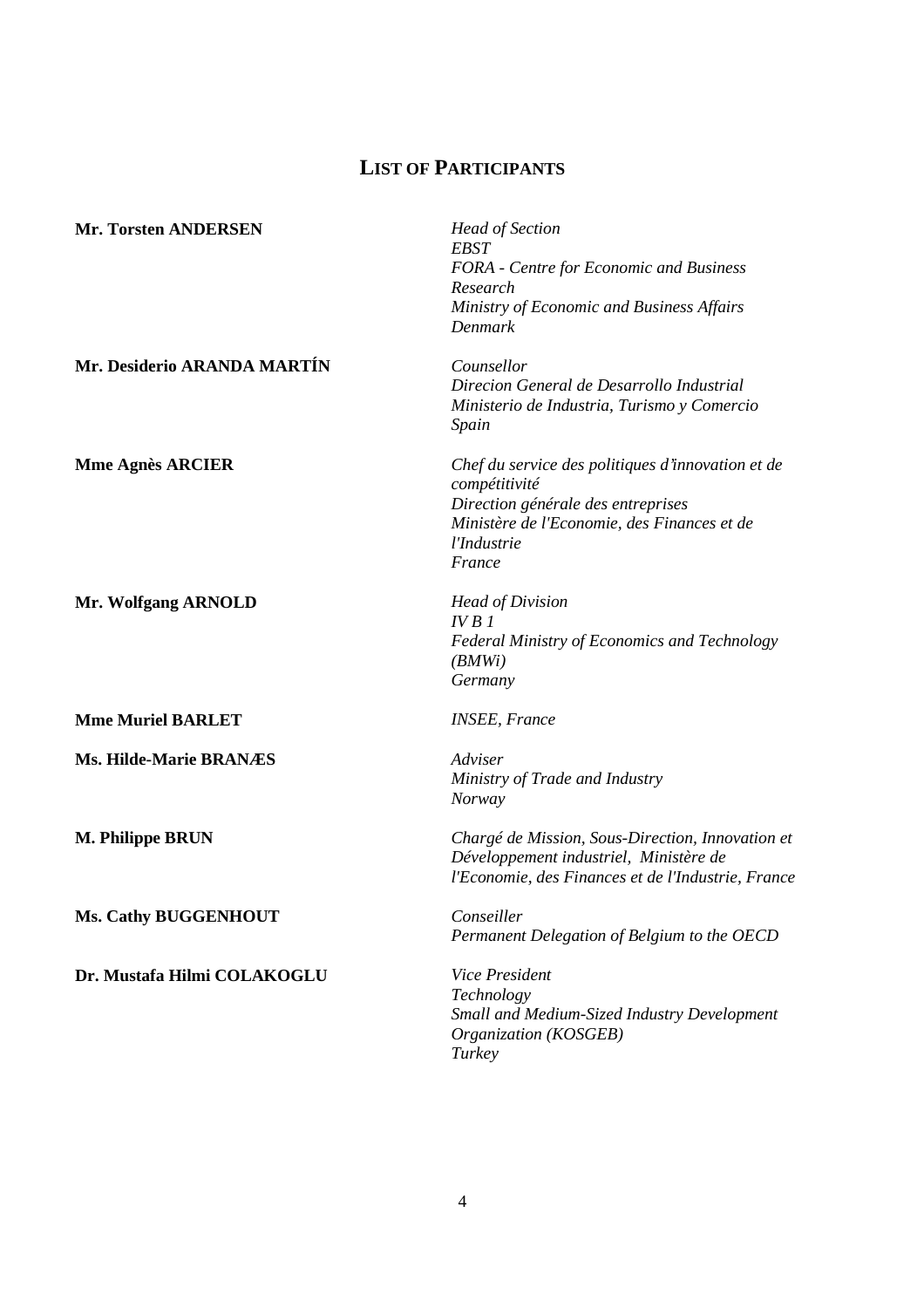## LIST OF PARTICIPANTS

**Mr. Torsten ANDERSEN**
*Head of Section*
*EBST*
*FORA - Centre for Economic and Business Research*
*Ministry of Economic and Business Affairs*
*Denmark*

**Mr. Desiderio ARANDA MARTÍN**
*Counsellor*
*Direcion General de Desarrollo Industrial*
*Ministerio de Industria, Turismo y Comercio*
*Spain*

**Mme Agnès ARCIER**
*Chef du service des politiques d'innovation et de compétitivité*
*Direction générale des entreprises*
*Ministère de l'Economie, des Finances et de l'Industrie*
*France*

**Mr. Wolfgang ARNOLD**
*Head of Division*
*IV B 1*
*Federal Ministry of Economics and Technology (BMWi)*
*Germany*

**Mme Muriel BARLET**
*INSEE, France*

**Ms. Hilde-Marie BRANÆS**
*Adviser*
*Ministry of Trade and Industry*
*Norway*

**M. Philippe BRUN**
*Chargé de Mission, Sous-Direction, Innovation et Développement industriel, Ministère de l'Economie, des Finances et de l'Industrie, France*

**Ms. Cathy BUGGENHOUT**
*Conseiller*
*Permanent Delegation of Belgium to the OECD*

**Dr. Mustafa Hilmi COLAKOGLU**
*Vice President*
*Technology*
*Small and Medium-Sized Industry Development Organization (KOSGEB)*
*Turkey*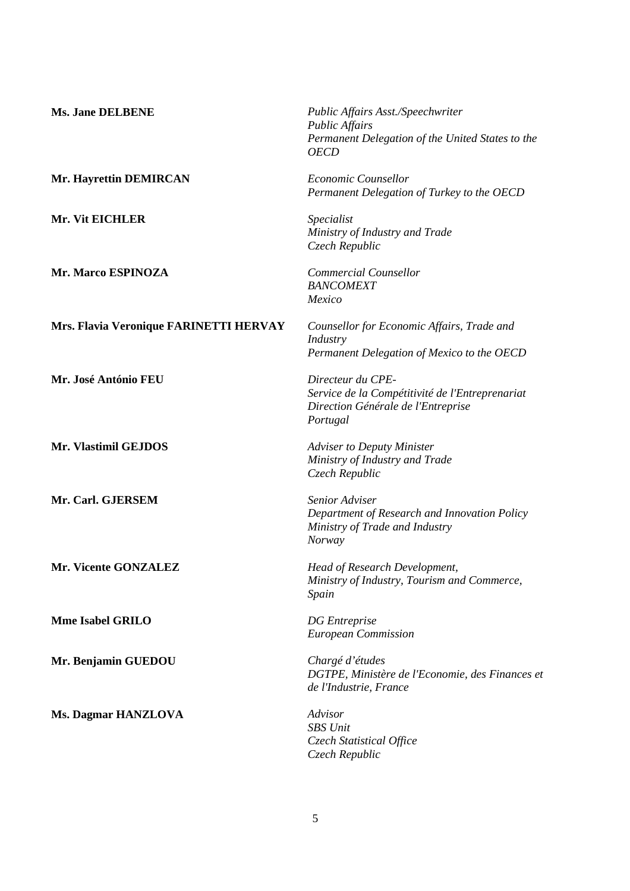**Ms. Jane DELBENE**

*Public Affairs Asst./Speechwriter*
*Public Affairs*
*Permanent Delegation of the United States to the OECD*

**Mr. Hayrettin DEMIRCAN**

*Economic Counsellor*
*Permanent Delegation of Turkey to the OECD*

**Mr. Vit EICHLER**

*Specialist*
*Ministry of Industry and Trade*
*Czech Republic*

**Mr. Marco ESPINOZA**

*Commercial Counsellor*
*BANCOMEXT*
*Mexico*

**Mrs. Flavia Veronique FARINETTI HERVAY**

*Counsellor for Economic Affairs, Trade and Industry*
*Permanent Delegation of Mexico to the OECD*

**Mr. José António FEU**

*Directeur du CPE-*
*Service de la Compétitivité de l'Entreprenariat*
*Direction Générale de l'Entreprise*
*Portugal*

**Mr. Vlastimil GEJDOS**

*Adviser to Deputy Minister*
*Ministry of Industry and Trade*
*Czech Republic*

**Mr. Carl. GJERSEM**

*Senior Adviser*
*Department of Research and Innovation Policy*
*Ministry of Trade and Industry*
*Norway*

**Mr. Vicente GONZALEZ**

*Head of Research Development,*
*Ministry of Industry, Tourism and Commerce,*
*Spain*

**Mme Isabel GRILO**

*DG Entreprise*
*European Commission*

**Mr. Benjamin GUEDOU**

*Chargé d'études*
*DGTPE, Ministère de l'Economie, des Finances et de l'Industrie, France*

**Ms. Dagmar HANZLOVA**

*Advisor*
*SBS Unit*
*Czech Statistical Office*
*Czech Republic*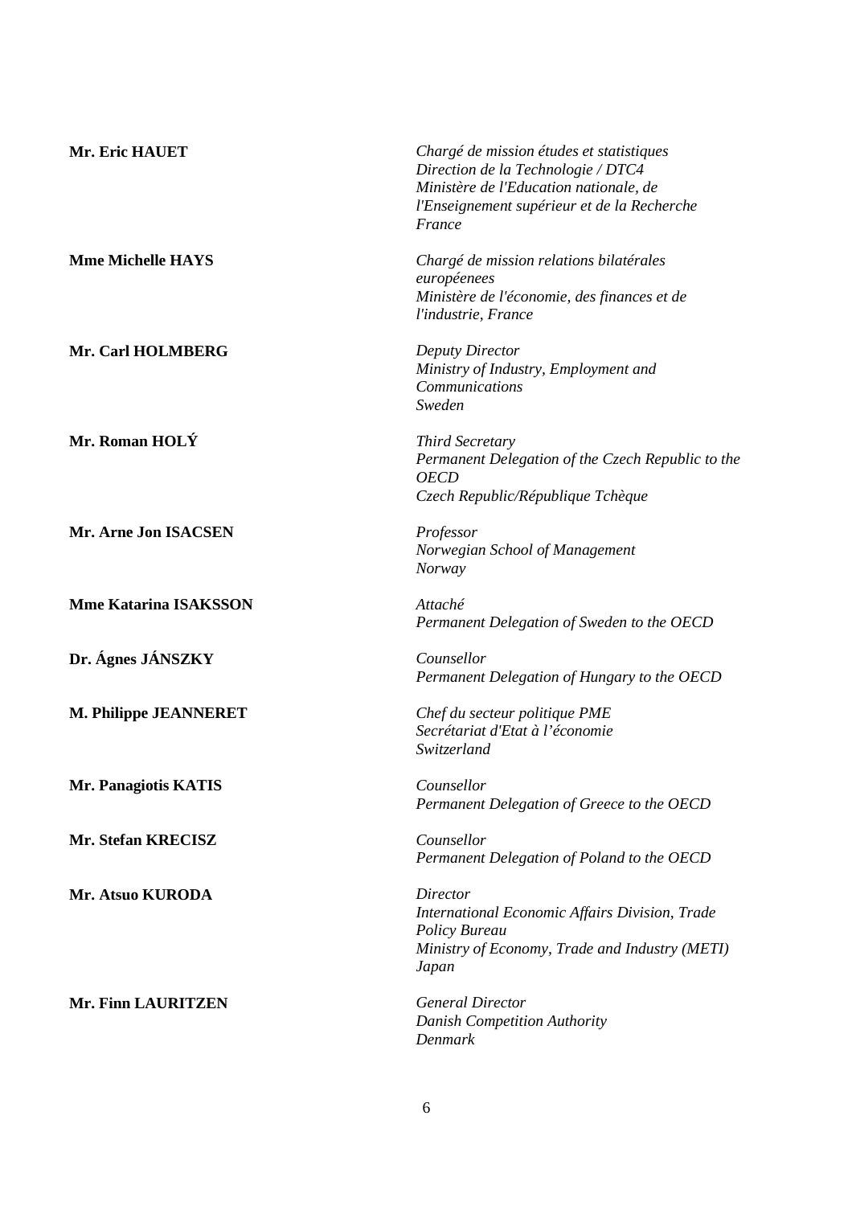**Mr. Eric HAUET**

*Chargé de mission études et statistiques*
*Direction de la Technologie / DTC4*
*Ministère de l'Education nationale, de l'Enseignement supérieur et de la Recherche*
*France*

**Mme Michelle HAYS**

*Chargé de mission relations bilatérales européenees*
*Ministère de l'économie, des finances et de l'industrie, France*

**Mr. Carl HOLMBERG**

*Deputy Director*
*Ministry of Industry, Employment and Communications*
*Sweden*

**Mr. Roman HOLÝ**

*Third Secretary*
*Permanent Delegation of the Czech Republic to the OECD*
*Czech Republic/République Tchèque*

**Mr. Arne Jon ISACSEN**

*Professor*
*Norwegian School of Management*
*Norway*

**Mme Katarina ISAKSSON**

*Attaché*
*Permanent Delegation of Sweden to the OECD*

**Dr. Ágnes JÁNSZKY**

*Counsellor*
*Permanent Delegation of Hungary to the OECD*

**M. Philippe JEANNERET**

*Chef du secteur politique PME*
*Secrétariat d'Etat à l'économie*
*Switzerland*

**Mr. Panagiotis KATIS**

*Counsellor*
*Permanent Delegation of Greece to the OECD*

**Mr. Stefan KRECISZ**

*Counsellor*
*Permanent Delegation of Poland to the OECD*

**Mr. Atsuo KURODA**

*Director*
*International Economic Affairs Division, Trade Policy Bureau*
*Ministry of Economy, Trade and Industry (METI)*
*Japan*

**Mr. Finn LAURITZEN**

*General Director*
*Danish Competition Authority*
*Denmark*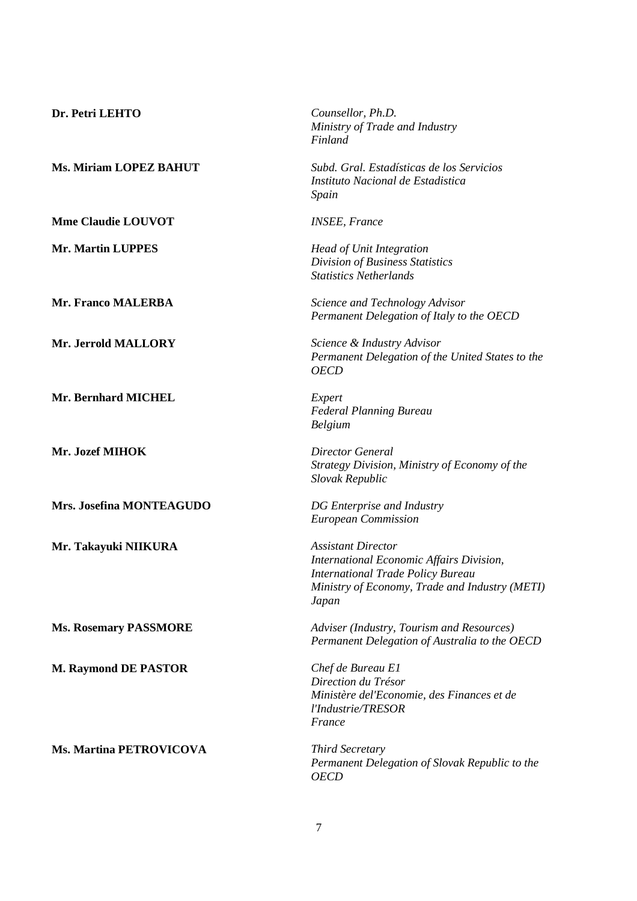**Dr. Petri LEHTO**
*Counsellor, Ph.D.*
*Ministry of Trade and Industry*
*Finland*

**Ms. Miriam LOPEZ BAHUT**
*Subd. Gral. Estadísticas de los Servicios*
*Instituto Nacional de Estadistica*
*Spain*

**Mme Claudie LOUVOT**
*INSEE, France*

**Mr. Martin LUPPES**
*Head of Unit Integration*
*Division of Business Statistics*
*Statistics Netherlands*

**Mr. Franco MALERBA**
*Science and Technology Advisor*
*Permanent Delegation of Italy to the OECD*

**Mr. Jerrold MALLORY**
*Science & Industry Advisor*
*Permanent Delegation of the United States to the OECD*

**Mr. Bernhard MICHEL**
*Expert*
*Federal Planning Bureau*
*Belgium*

**Mr. Jozef MIHOK**
*Director General*
*Strategy Division, Ministry of Economy of the Slovak Republic*

**Mrs. Josefina MONTEAGUDO**
*DG Enterprise and Industry*
*European Commission*

**Mr. Takayuki NIIKURA**
*Assistant Director*
*International Economic Affairs Division,*
*International Trade Policy Bureau*
*Ministry of Economy, Trade and Industry (METI)*
*Japan*

**Ms. Rosemary PASSMORE**
*Adviser (Industry, Tourism and Resources)*
*Permanent Delegation of Australia to the OECD*

**M. Raymond DE PASTOR**
*Chef de Bureau E1*
*Direction du Trésor*
*Ministère del'Economie, des Finances et de l'Industrie/TRESOR*
*France*

**Ms. Martina PETROVICOVA**
*Third Secretary*
*Permanent Delegation of Slovak Republic to the OECD*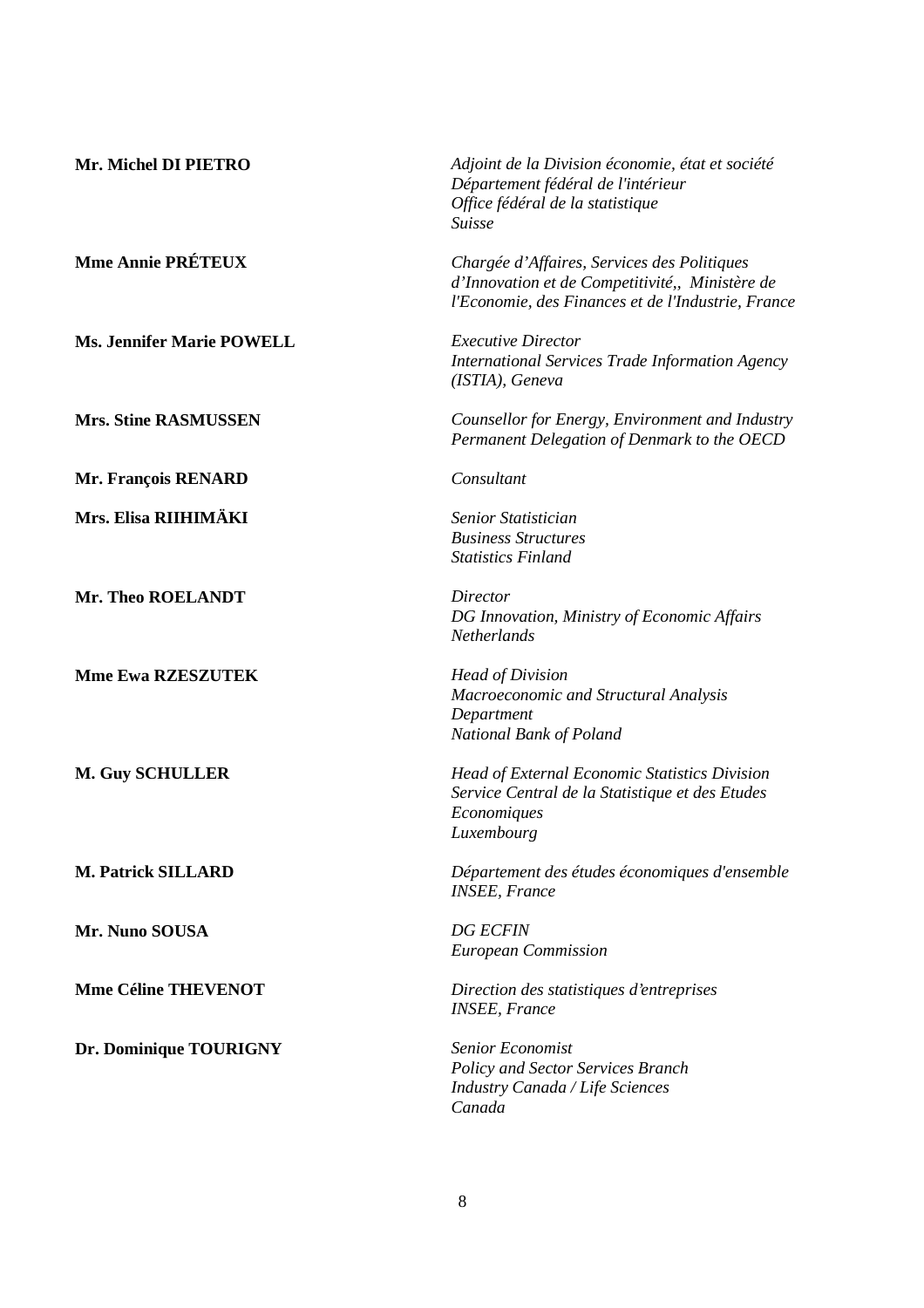**Mr. Michel DI PIETRO**

*Adjoint de la Division économie, état et société*
*Département fédéral de l'intérieur*
*Office fédéral de la statistique*
*Suisse*

**Mme Annie PRÉTEUX**

*Chargée d'Affaires, Services des Politiques d'Innovation et de Competitivité,, Ministère de l'Economie, des Finances et de l'Industrie, France*

**Ms. Jennifer Marie POWELL**

*Executive Director*
*International Services Trade Information Agency (ISTIA), Geneva*

**Mrs. Stine RASMUSSEN**

*Counsellor for Energy, Environment and Industry*
*Permanent Delegation of Denmark to the OECD*

**Mr. François RENARD**

*Consultant*

**Mrs. Elisa RIIHIMÄKI**

*Senior Statistician*
*Business Structures*
*Statistics Finland*

**Mr. Theo ROELANDT**

*Director*
*DG Innovation, Ministry of Economic Affairs*
*Netherlands*

**Mme Ewa RZESZUTEK**

*Head of Division*
*Macroeconomic and Structural Analysis Department*
*National Bank of Poland*

**M. Guy SCHULLER**

*Head of External Economic Statistics Division*
*Service Central de la Statistique et des Etudes Economiques*
*Luxembourg*

**M. Patrick SILLARD**

*Département des études économiques d'ensemble*
*INSEE, France*

**Mr. Nuno SOUSA**

*DG ECFIN*
*European Commission*

**Mme Céline THEVENOT**

*Direction des statistiques d'entreprises*
*INSEE, France*

**Dr. Dominique TOURIGNY**

*Senior Economist*
*Policy and Sector Services Branch*
*Industry Canada / Life Sciences*
*Canada*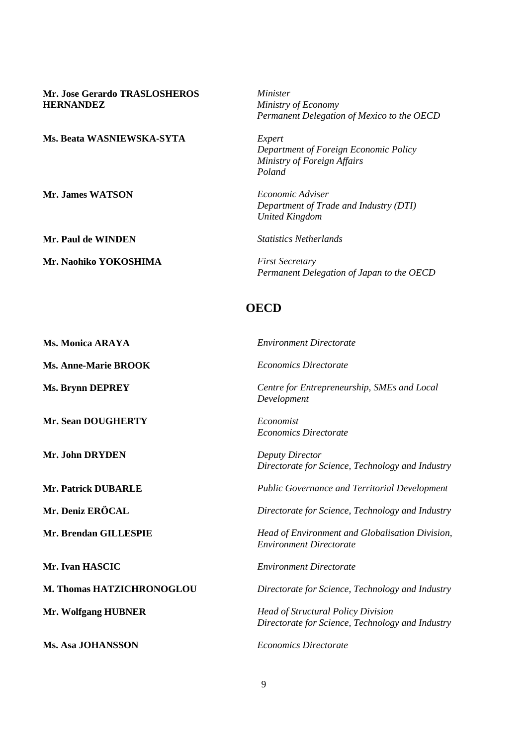**Mr. Jose Gerardo TRASLOSHEROS HERNANDEZ** — *Minister*
*Ministry of Economy*
*Permanent Delegation of Mexico to the OECD*

**Ms. Beata WASNIEWSKA-SYTA** — *Expert*
*Department of Foreign Economic Policy*
*Ministry of Foreign Affairs*
*Poland*

**Mr. James WATSON** — *Economic Adviser*
*Department of Trade and Industry (DTI)*
*United Kingdom*

**Mr. Paul de WINDEN** — *Statistics Netherlands*

**Mr. Naohiko YOKOSHIMA** — *First Secretary*
*Permanent Delegation of Japan to the OECD*

## OECD

**Ms. Monica ARAYA** — *Environment Directorate*

**Ms. Anne-Marie BROOK** — *Economics Directorate*

**Ms. Brynn DEPREY** — *Centre for Entrepreneurship, SMEs and Local Development*

**Mr. Sean DOUGHERTY** — *Economist*
*Economics Directorate*

**Mr. John DRYDEN** — *Deputy Director*
*Directorate for Science, Technology and Industry*

**Mr. Patrick DUBARLE** — *Public Governance and Territorial Development*

**Mr. Deniz ERÖCAL** — *Directorate for Science, Technology and Industry*

**Mr. Brendan GILLESPIE** — *Head of Environment and Globalisation Division, Environment Directorate*

**Mr. Ivan HASCIC** — *Environment Directorate*

**M. Thomas HATZICHRONOGLOU** — *Directorate for Science, Technology and Industry*

**Mr. Wolfgang HUBNER** — *Head of Structural Policy Division*
*Directorate for Science, Technology and Industry*

**Ms. Asa JOHANSSON** — *Economics Directorate*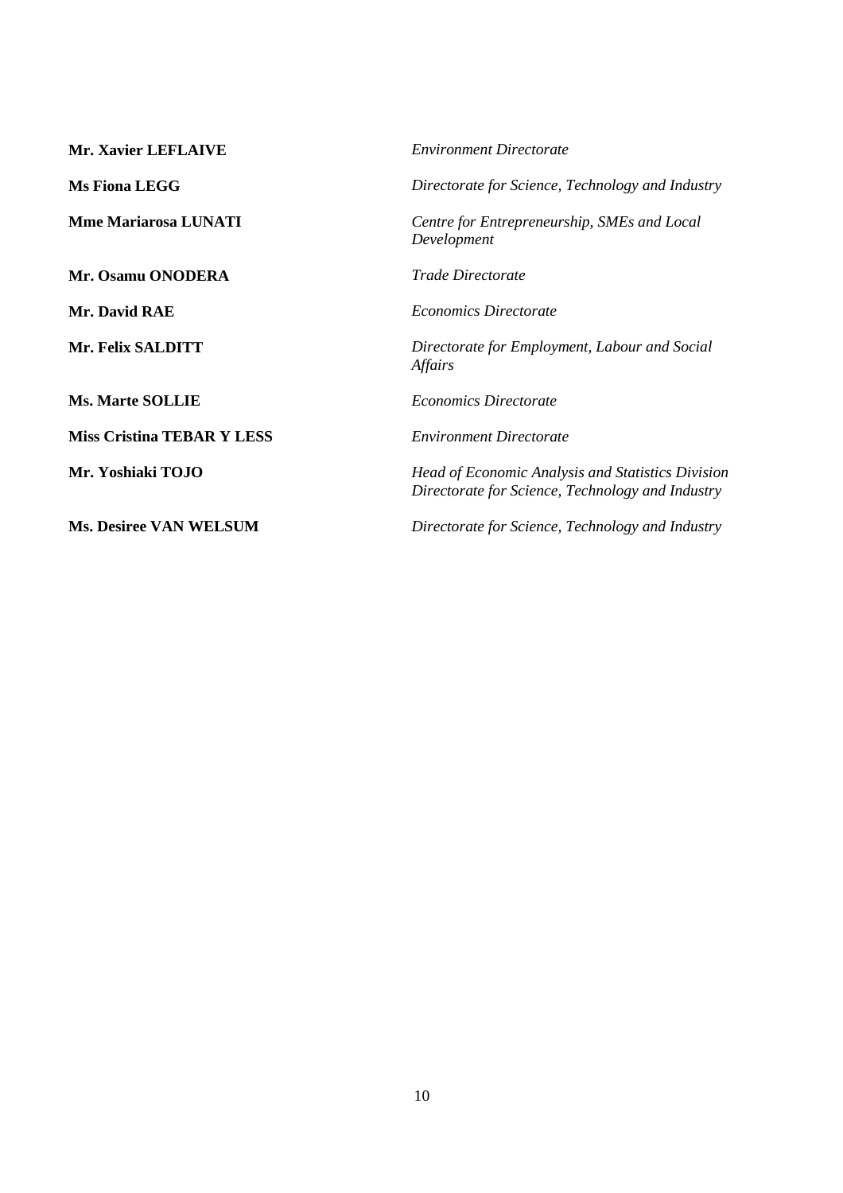| | |
|---|---|
| **Mr. Xavier LEFLAIVE** | *Environment Directorate* |
| **Ms Fiona LEGG** | *Directorate for Science, Technology and Industry* |
| **Mme Mariarosa LUNATI** | *Centre for Entrepreneurship, SMEs and Local Development* |
| **Mr. Osamu ONODERA** | *Trade Directorate* |
| **Mr. David RAE** | *Economics Directorate* |
| **Mr. Felix SALDITT** | *Directorate for Employment, Labour and Social Affairs* |
| **Ms. Marte SOLLIE** | *Economics Directorate* |
| **Miss Cristina TEBAR Y LESS** | *Environment Directorate* |
| **Mr. Yoshiaki TOJO** | *Head of Economic Analysis and Statistics Division Directorate for Science, Technology and Industry* |
| **Ms. Desiree VAN WELSUM** | *Directorate for Science, Technology and Industry* |